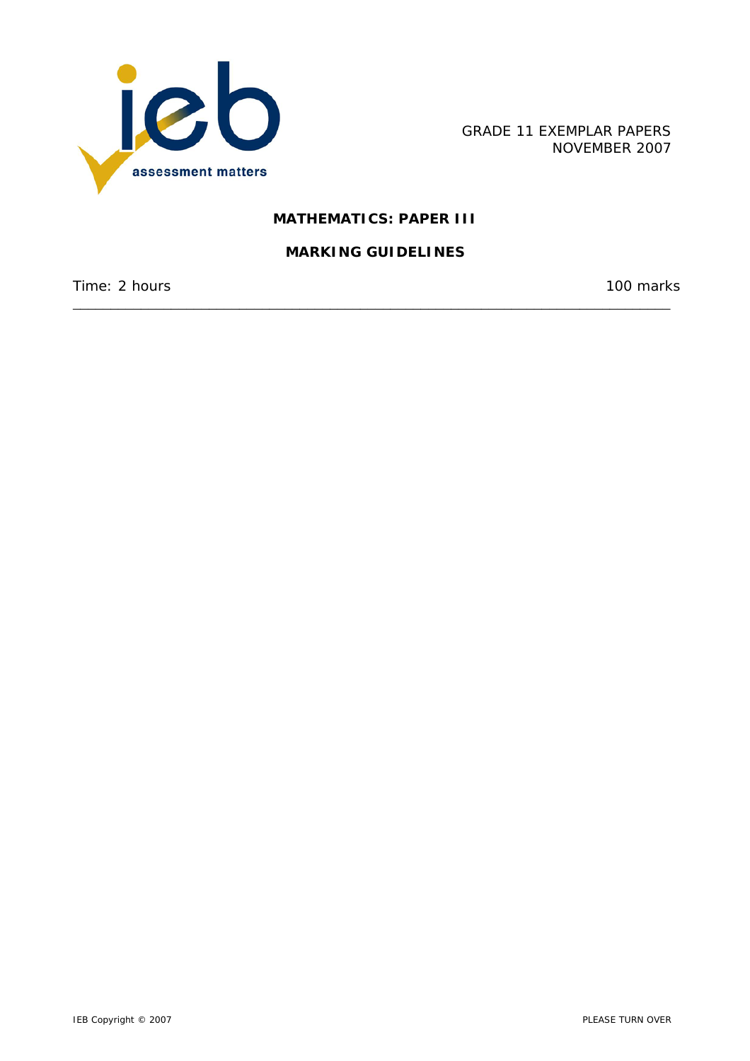GRADE 11 EXEMPLAR PAPERS
NOVEMBER 2007

# MATHEMATICS: PAPER III

## MARKING GUIDELINES

Time: 2 hours | 100 marks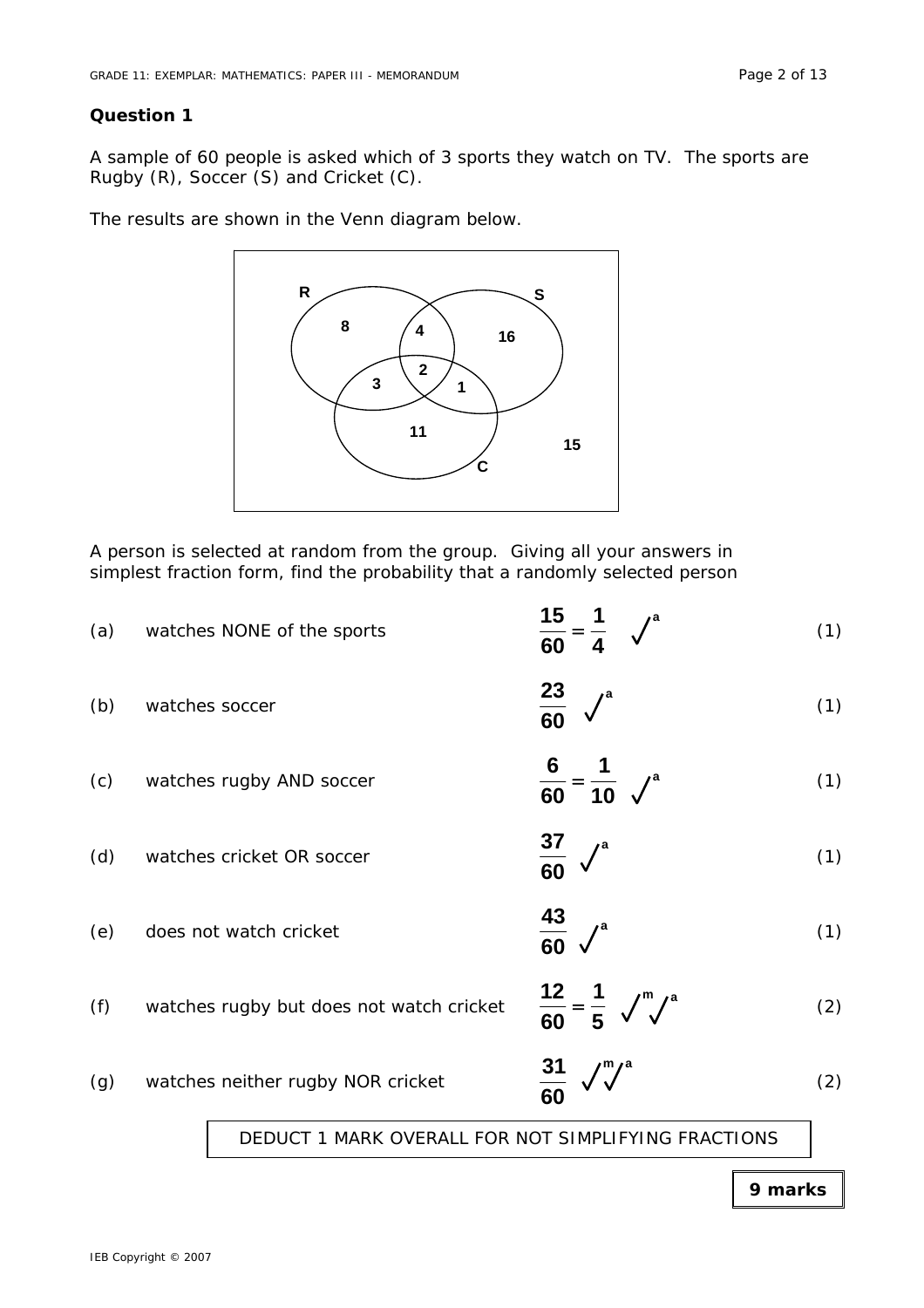## Question 1

A sample of 60 people is asked which of 3 sports they watch on TV. The sports are Rugby (R), Soccer (S) and Cricket (C).

The results are shown in the Venn diagram below.

A person is selected at random from the group. Giving all your answers in simplest fraction form, find the probability that a randomly selected person

(a) watches NONE of the sports $\frac{15}{60} = \frac{1}{4}$ ✓[a] (1)

(b) watches soccer $\frac{23}{60}$ ✓[a] (1)

(c) watches rugby AND soccer $\frac{6}{60} = \frac{1}{10}$ ✓[a] (1)

(d) watches cricket OR soccer $\frac{37}{60}$ ✓[a] (1)

(e) does not watch cricket $\frac{43}{60}$ ✓[a] (1)

(f) watches rugby but does not watch cricket $\frac{12}{60} = \frac{1}{5}$ ✓[m] ✓[a] (2)

(g) watches neither rugby NOR cricket $\frac{31}{60}$ ✓[m] ✓[a] (2)

DEDUCT 1 MARK OVERALL FOR NOT SIMPLIFYING FRACTIONS

**9 marks**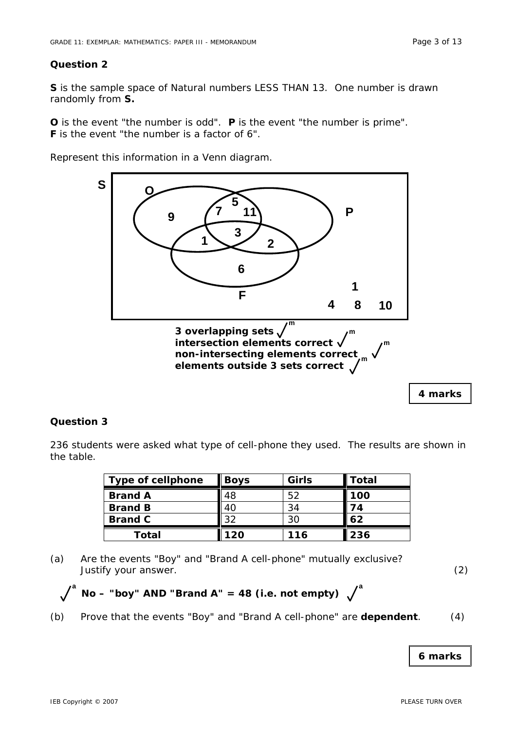### Question 2

**S** is the sample space of Natural numbers LESS THAN 13. One number is drawn randomly from **S.**

**O** is the event "the number is odd". **P** is the event "the number is prime".
**F** is the event "the number is a factor of 6".

Represent this information in a Venn diagram.

S

O: 9 | O ∩ P: 7, 5, 11 | O ∩ P ∩ F: 3 | O ∩ F: 1 | P ∩ F: 2 | F: 6 | P

Outside: 1, 4, 8, 10

**3 overlapping sets** ✓ m
**intersection elements correct** ✓ m
**non-intersecting elements correct** ✓ m
**elements outside 3 sets correct** ✓ m

**4 marks**

### Question 3

236 students were asked what type of cell-phone they used. The results are shown in the table.

| Type of cellphone | Boys | Girls | Total |
|---|---|---|---|
| **Brand A** | 48 | 52 | **100** |
| **Brand B** | 40 | 34 | **74** |
| **Brand C** | 32 | 30 | **62** |
| **Total** | **120** | **116** | **236** |

(a) Are the events "Boy" and "Brand A cell-phone" mutually exclusive? Justify your answer. (2)

✓ a **No – "boy" AND "Brand A" = 48 (i.e. not empty)** ✓ a

(b) Prove that the events "Boy" and "Brand A cell-phone" are **dependent**. (4)

**6 marks**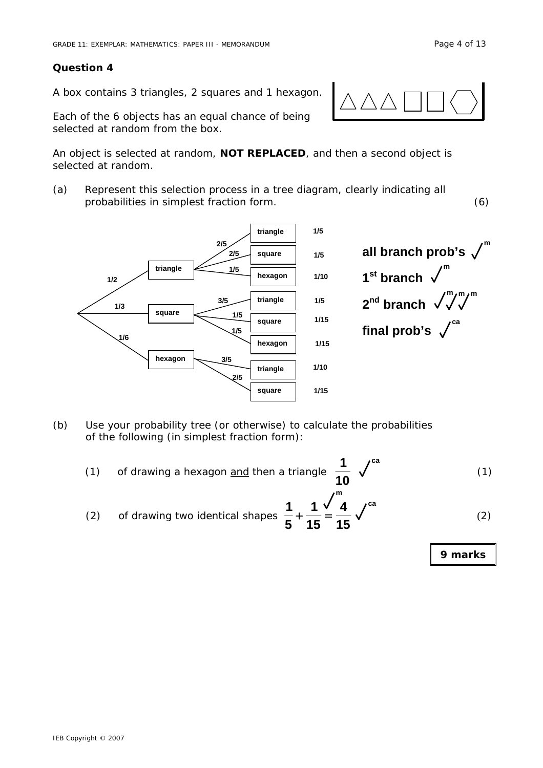## Question 4

A box contains 3 triangles, 2 squares and 1 hexagon.

Each of the 6 objects has an equal chance of being selected at random from the box.

An object is selected at random, **NOT REPLACED**, and then a second object is selected at random.

(a) Represent this selection process in a tree diagram, clearly indicating all probabilities in simplest fraction form. (6)

| First selection | Probability | Second selection | Probability | Final probability |
|---|---|---|---|---|
| triangle | 1/2 | triangle | 2/5 | 1/5 |
| | | square | 2/5 | 1/5 |
| | | hexagon | 1/5 | 1/10 |
| square | 1/3 | triangle | 3/5 | 1/5 |
| | | square | 1/5 | 1/15 |
| | | hexagon | 1/5 | 1/15 |
| hexagon | 1/6 | triangle | 3/5 | 1/10 |
| | | square | 2/5 | 1/15 |

**all branch prob's** ✓m

**1st branch** ✓m

**2nd branch** ✓m ✓m ✓m

**final prob's** ✓ca

(b) Use your probability tree (or otherwise) to calculate the probabilities of the following (in simplest fraction form):

(1) of drawing a hexagon and then a triangle $\frac{1}{10}$ ✓ca (1)

(2) of drawing two identical shapes $\frac{1}{5}+\frac{1}{15}=\frac{4}{15}$ ✓m ✓ca (2)

**9 marks**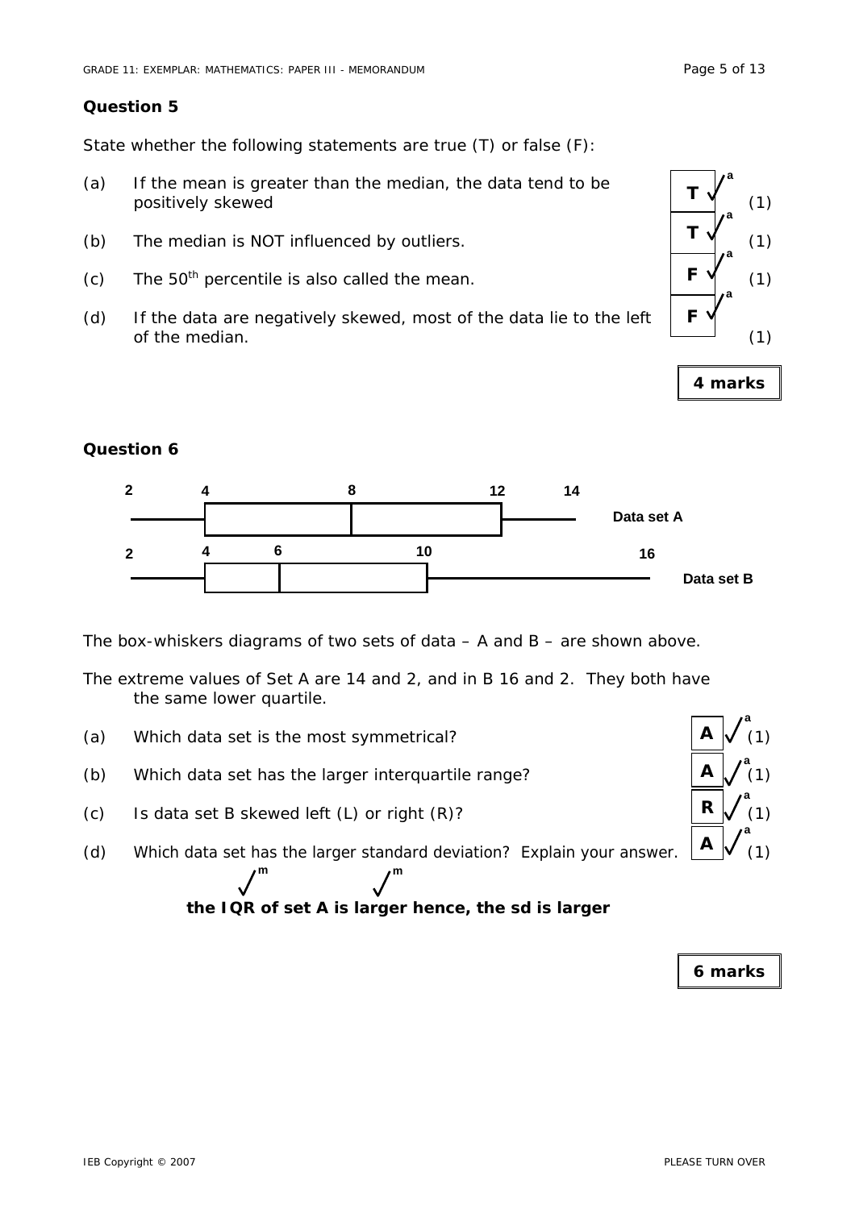## Question 5

State whether the following statements are true (T) or false (F):

(a) If the mean is greater than the median, the data tend to be positively skewed — **T** ✓a (1)

(b) The median is NOT influenced by outliers. — **T** ✓a (1)

(c) The 50th percentile is also called the mean. — **F** ✓a (1)

(d) If the data are negatively skewed, most of the data lie to the left of the median. — **F** ✓a (1)

**4 marks**

## Question 6

Data set A: 2, 4, 8, 12, 14

Data set B: 2, 4, 6, 10, 16

The box-whiskers diagrams of two sets of data – A and B – are shown above.

The extreme values of Set A are 14 and 2, and in B 16 and 2. They both have the same lower quartile.

(a) Which data set is the most symmetrical? — **A** ✓a (1)

(b) Which data set has the larger interquartile range? — **A** ✓a (1)

(c) Is data set B skewed left (L) or right (R)? — **R** ✓a (1)

(d) Which data set has the larger standard deviation? Explain your answer. — **A** ✓a (1)

**the IQR ✓m of set A is larger hence, the sd ✓m is larger**

**6 marks**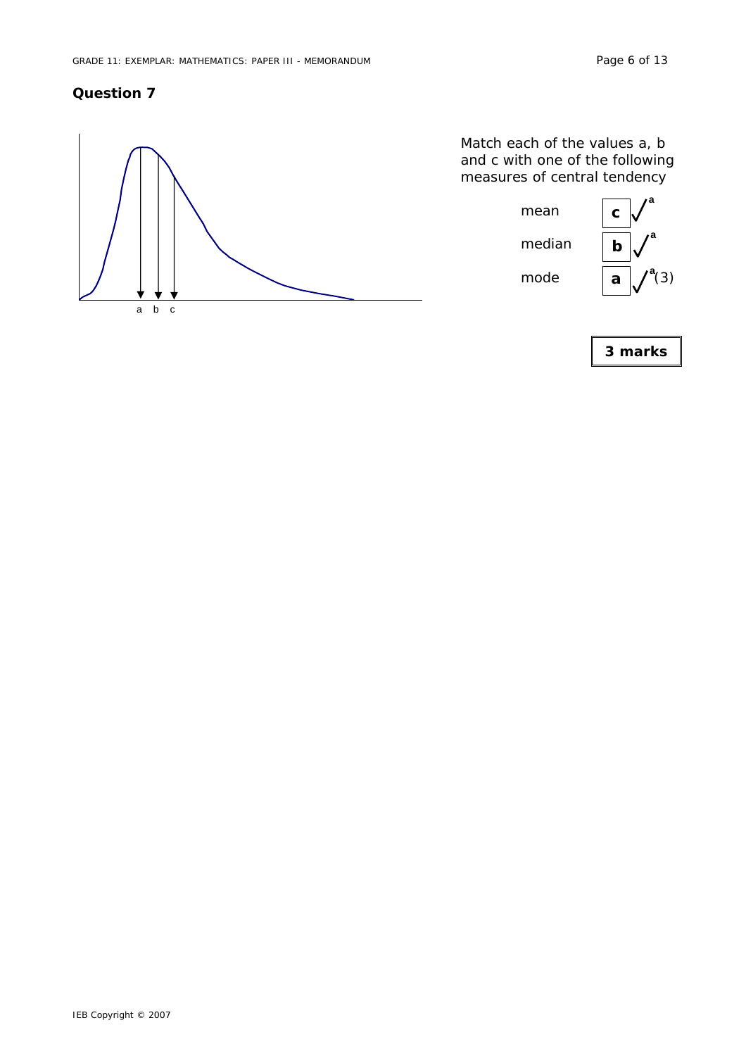## Question 7

a b c

Match each of the values a, b and c with one of the following measures of central tendency

| | | |
|---|---|---|
| mean | **c** | ✓[a] |
| median | **b** | ✓[a] |
| mode | **a** | ✓[a] (3) |

**3 marks**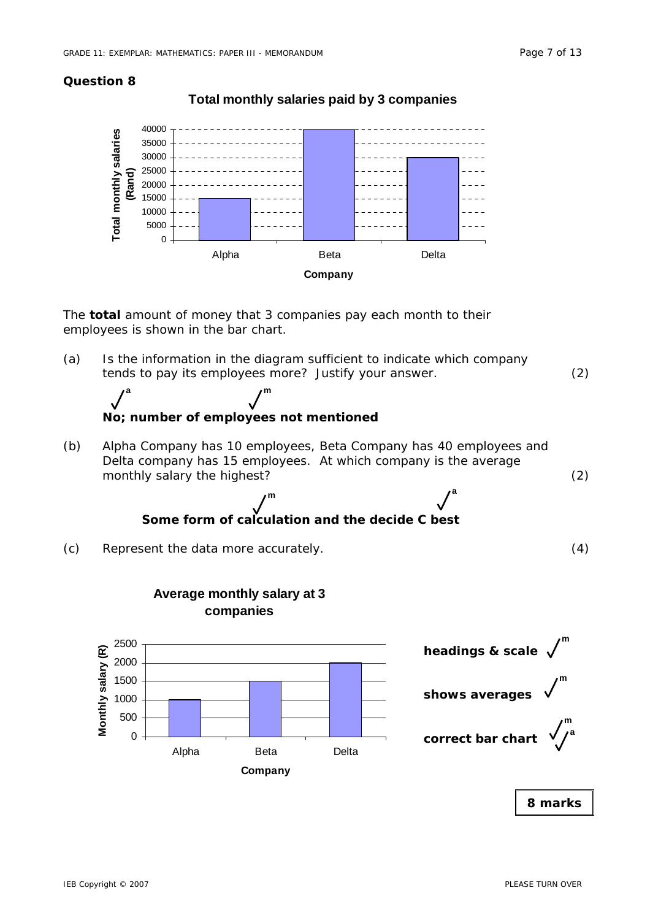**Question 8**

**Total monthly salaries paid by 3 companies**

| Company | Total monthly salaries (Rand) |
|---|---|
| Alpha | 15000 |
| Beta | 40000 |
| Delta | 30000 |

The **total** amount of money that 3 companies pay each month to their employees is shown in the bar chart.

(a) Is the information in the diagram sufficient to indicate which company tends to pay its employees more? Justify your answer. (2)

✓[a] ✓[m]
**No; number of employees not mentioned**

(b) Alpha Company has 10 employees, Beta Company has 40 employees and Delta company has 15 employees. At which company is the average monthly salary the highest? (2)

✓[m] ✓[a]
**Some form of calculation and the decide C best**

(c) Represent the data more accurately. (4)

**Average monthly salary at 3 companies**

| Company | Monthly salary (R) |
|---|---|
| Alpha | 1000 |
| Beta | 1500 |
| Delta | 2000 |

**headings & scale** ✓[m]

**shows averages** ✓[m]

**correct bar chart** ✓[m] ✓[a]

**8 marks**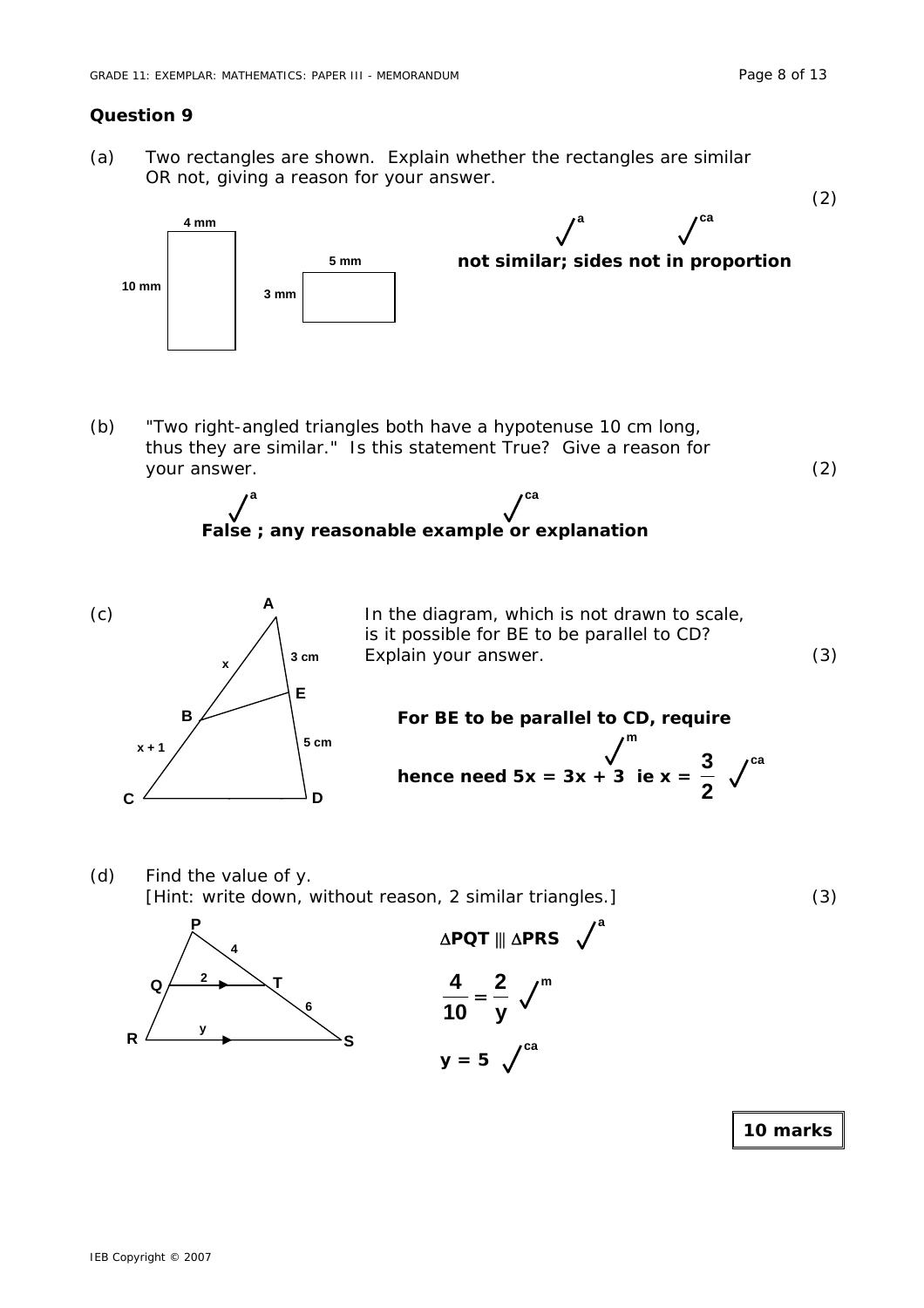## Question 9

(a) Two rectangles are shown. Explain whether the rectangles are similar OR not, giving a reason for your answer. (2)

4 mm, 10 mm; 5 mm, 3 mm

**not similar; sides not in proportion** ✓[a] ✓[ca]

(b) "Two right-angled triangles both have a hypotenuse 10 cm long, thus they are similar." Is this statement True? Give a reason for your answer. (2)

**False ; any reasonable example or explanation** ✓[a] ✓[ca]

(c) In the diagram, which is not drawn to scale, is it possible for BE to be parallel to CD? Explain your answer. (3)

A, B, C, D, E; AB = x, BC = x + 1, AE = 3 cm, ED = 5 cm

**For BE to be parallel to CD, require**

**hence need $5x = 3x + 3$** ✓[m] **ie $x = \dfrac{3}{2}$** ✓[ca]

(d) Find the value of y.
[Hint: write down, without reason, 2 similar triangles.] (3)

P, Q, R, S, T; PT = 4, QT = 2, TS = 6, RS = y

$\Delta PQT \,|||\, \Delta PRS$ ✓[a]

$\dfrac{4}{10} = \dfrac{2}{y}$ ✓[m]

$y = 5$ ✓[ca]

**10 marks**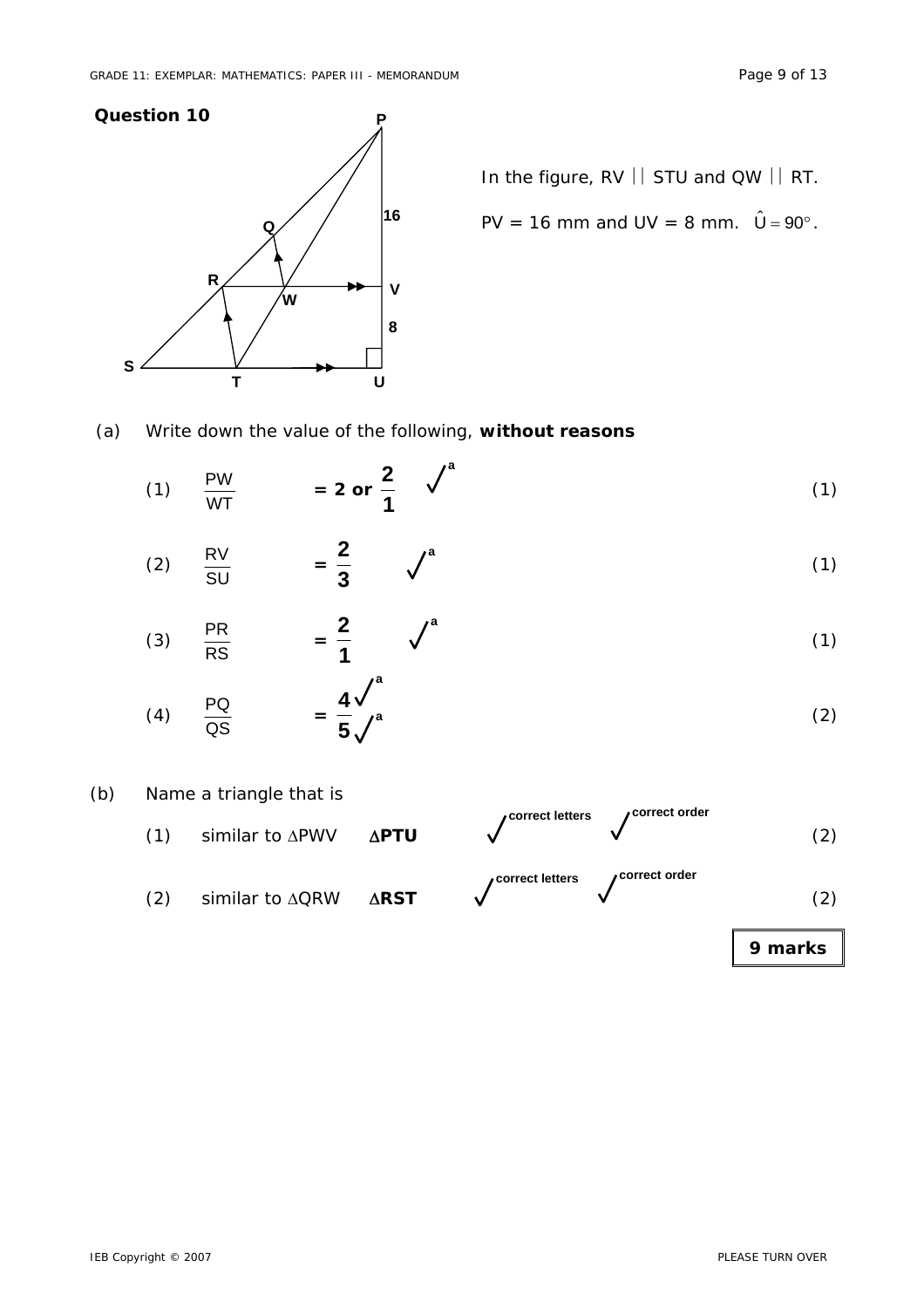## Question 10

In the figure, RV || STU and QW || RT.

PV = 16 mm and UV = 8 mm. $\hat{U} = 90°$.

(a) Write down the value of the following, **without reasons**

(1) $\frac{PW}{WT}$ **= 2 or $\frac{2}{1}$** ✓[a] (1)

(2) $\frac{RV}{SU}$ **= $\frac{2}{3}$** ✓[a] (1)

(3) $\frac{PR}{RS}$ **= $\frac{2}{1}$** ✓[a] (1)

(4) $\frac{PQ}{QS}$ **= $\frac{4}{5}$** ✓[a] ✓[a] (2)

(b) Name a triangle that is

(1) similar to $\triangle PWV$ **$\triangle PTU$** ✓ correct letters ✓ correct order (2)

(2) similar to $\triangle QRW$ **$\triangle RST$** ✓ correct letters ✓ correct order (2)

**9 marks**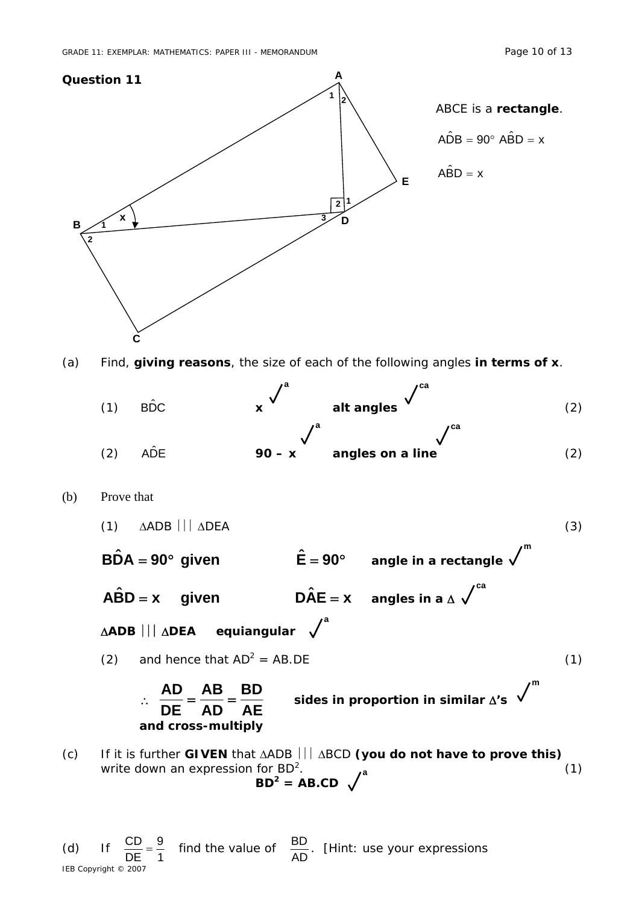## Question 11

ABCE is a **rectangle**.

$A\hat{D}B = 90°$ $A\hat{B}D = x$

$A\hat{B}D = x$

(a) Find, **giving reasons**, the size of each of the following angles **in terms of x**.

(1) $B\hat{D}C$ **x** ✓a **alt angles** ✓ca (2)

(2) $A\hat{D}E$ **90 – x** ✓a **angles on a line** ✓ca (2)

(b) Prove that

(1) $\Delta ADB \,|||\, \Delta DEA$ (3)

$B\hat{D}A = 90°$ **given** $\hat{E} = 90°$ **angle in a rectangle** ✓m

$A\hat{B}D = x$ **given** $D\hat{A}E = x$ **angles in a $\Delta$** ✓ca

$\Delta ADB \,|||\, \Delta DEA$ **equiangular** ✓a

(2) and hence that $AD^2 = AB.DE$ (1)

$\therefore \dfrac{AD}{DE} = \dfrac{AB}{AD} = \dfrac{BD}{AE}$ **sides in proportion in similar $\Delta$'s** ✓m

**and cross-multiply**

(c) If it is further **GIVEN** that $\Delta ADB \,|||\, \Delta BCD$ **(you do not have to prove this)** write down an expression for $BD^2$. (1)

$BD^2 = AB.CD$ ✓a

(d) If $\dfrac{CD}{DE} = \dfrac{9}{1}$ find the value of $\dfrac{BD}{AD}$. [Hint: use your expressions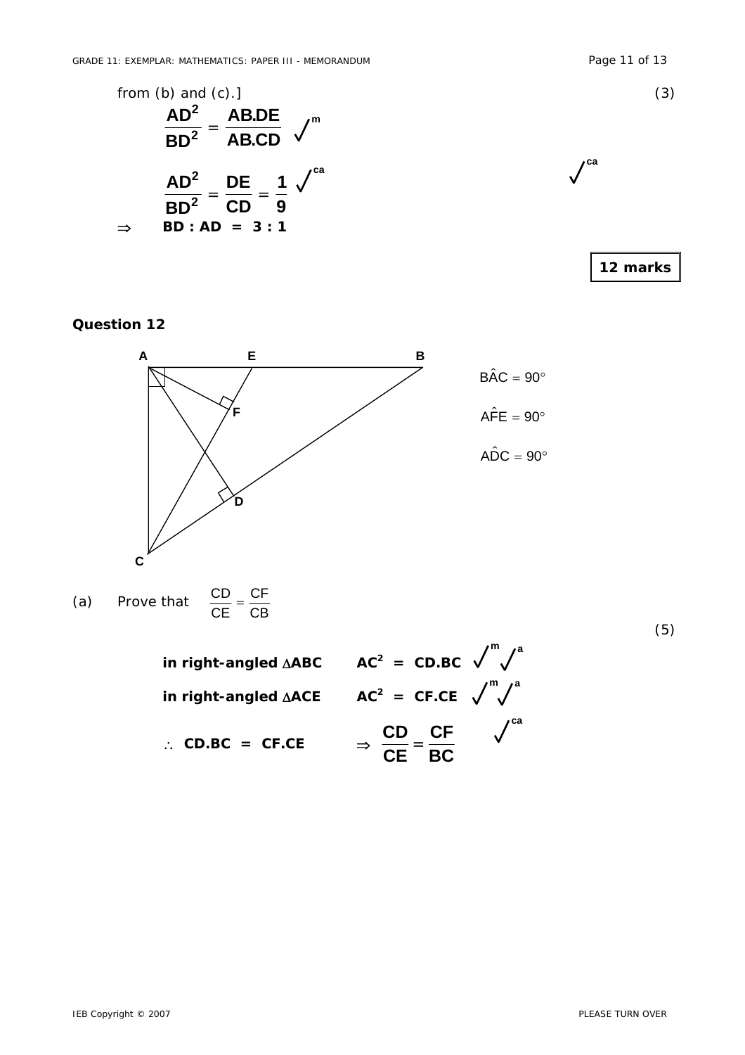from (b) and (c).] (3)

$$\frac{AD^2}{BD^2} = \frac{AB.DE}{AB.CD} \quad \checkmark^{m}$$

$$\frac{AD^2}{BD^2} = \frac{DE}{CD} = \frac{1}{9} \quad \checkmark^{ca} \qquad \checkmark^{ca}$$

$\Rightarrow$ **BD : AD = 3 : 1**

**12 marks**

## Question 12

$B\hat{A}C = 90^\circ$

$A\hat{F}E = 90^\circ$

$A\hat{D}C = 90^\circ$

(a) Prove that $\frac{CD}{CE} = \frac{CF}{CB}$ (5)

**in right-angled △ABC** $\quad AC^2 = CD.BC \quad \checkmark^{m} \checkmark^{a}$

**in right-angled △ACE** $\quad AC^2 = CF.CE \quad \checkmark^{m} \checkmark^{a}$

$\therefore$ **CD.BC = CF.CE** $\quad \Rightarrow \frac{CD}{CE} = \frac{CF}{BC} \quad \checkmark^{ca}$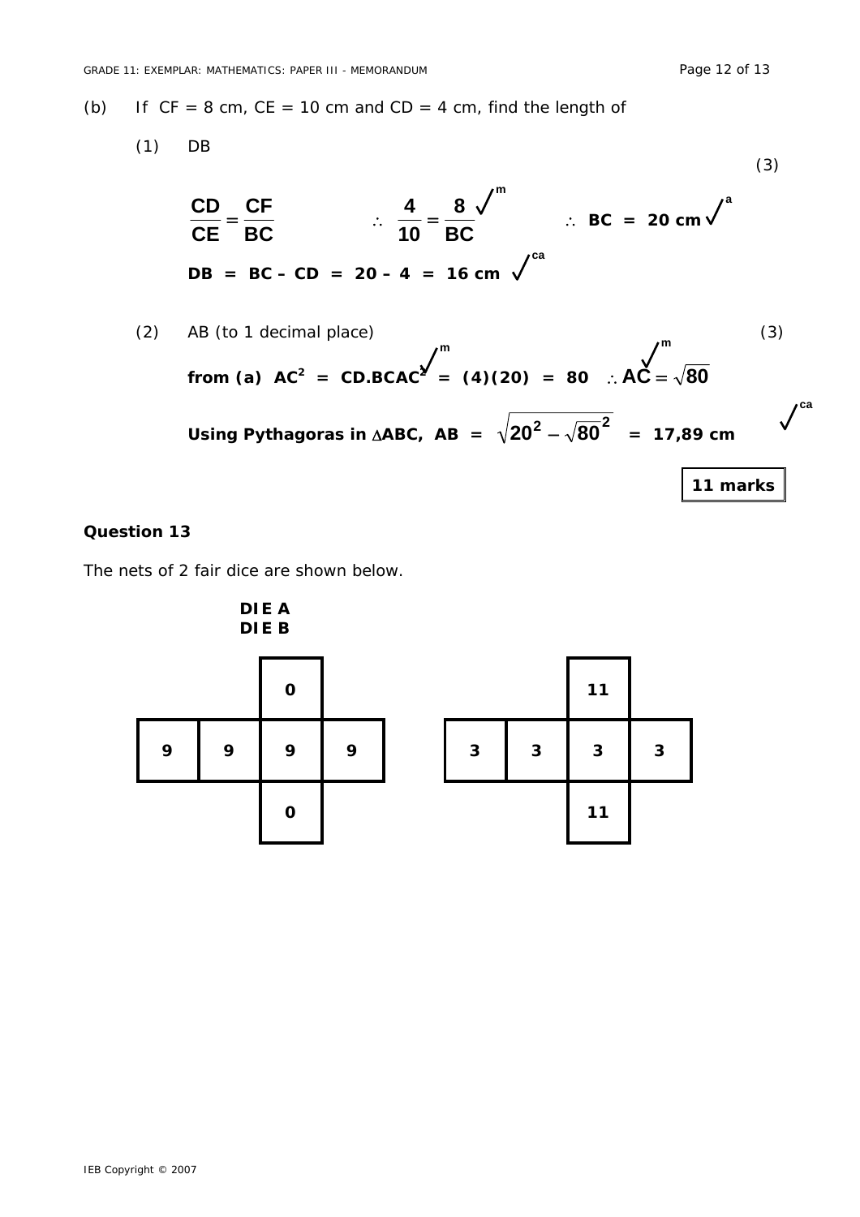(b) If CF = 8 cm, CE = 10 cm and CD = 4 cm, find the length of

(1) DB (3)

$$\frac{CD}{CE} = \frac{CF}{BC} \qquad \therefore \frac{4}{10} = \frac{8}{BC} \checkmark^{m} \qquad \therefore BC = 20 \text{ cm} \checkmark^{a}$$

**DB = BC – CD = 20 – 4 = 16 cm** $\checkmark^{ca}$

(2) AB (to 1 decimal place) (3)

**from (a)** $AC^2 = CD.BC$ $\checkmark^{m}$ $AC^2 = (4)(20) = 80$ $\therefore AC = \sqrt{80}$ $\checkmark^{m}$

**Using Pythagoras in $\Delta ABC$,** $AB = \sqrt{20^2 - \sqrt{80}^2} = 17{,}89$ **cm** $\checkmark^{ca}$

**11 marks**

**Question 13**

The nets of 2 fair dice are shown below.

**DIE A**
**DIE B**

DIE A net:

| | | | |
|---|---|---|---|
| | | 0 | |
| 9 | 9 | 9 | 9 |
| | | 0 | |

DIE B net:

| | | | |
|---|---|---|---|
| | | 11 | |
| 3 | 3 | 3 | 3 |
| | | 11 | |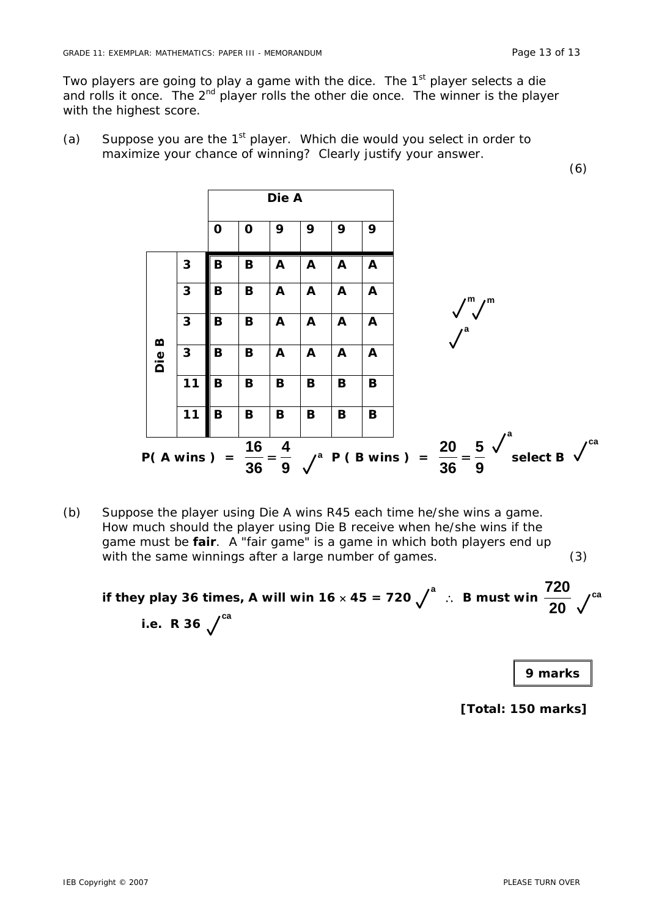Two players are going to play a game with the dice. The 1st player selects a die and rolls it once. The 2nd player rolls the other die once. The winner is the player with the highest score.

(a) Suppose you are the 1st player. Which die would you select in order to maximize your chance of winning? Clearly justify your answer. (6)

| | | Die A | | | | | |
|---|---|---|---|---|---|---|---|
| | | 0 | 0 | 9 | 9 | 9 | 9 |
| Die B | 3 | B | B | A | A | A | A |
| | 3 | B | B | A | A | A | A |
| | 3 | B | B | A | A | A | A |
| | 3 | B | B | A | A | A | A |
| | 11 | B | B | B | B | B | B |
| | 11 | B | B | B | B | B | B |

✓m ✓m ✓a

**P( A wins ) = $\frac{16}{36} = \frac{4}{9}$** ✓a **P ( B wins ) = $\frac{20}{36} = \frac{5}{9}$** ✓a **select B** ✓ca

(b) Suppose the player using Die A wins R45 each time he/she wins a game. How much should the player using Die B receive when he/she wins if the game must be **fair**. A "fair game" is a game in which both players end up with the same winnings after a large number of games. (3)

**if they play 36 times, A will win 16 × 45 = 720** ✓a $\therefore$ **B must win $\frac{720}{20}$** ✓ca

**i.e. R 36** ✓ca

**9 marks**

**[Total: 150 marks]**